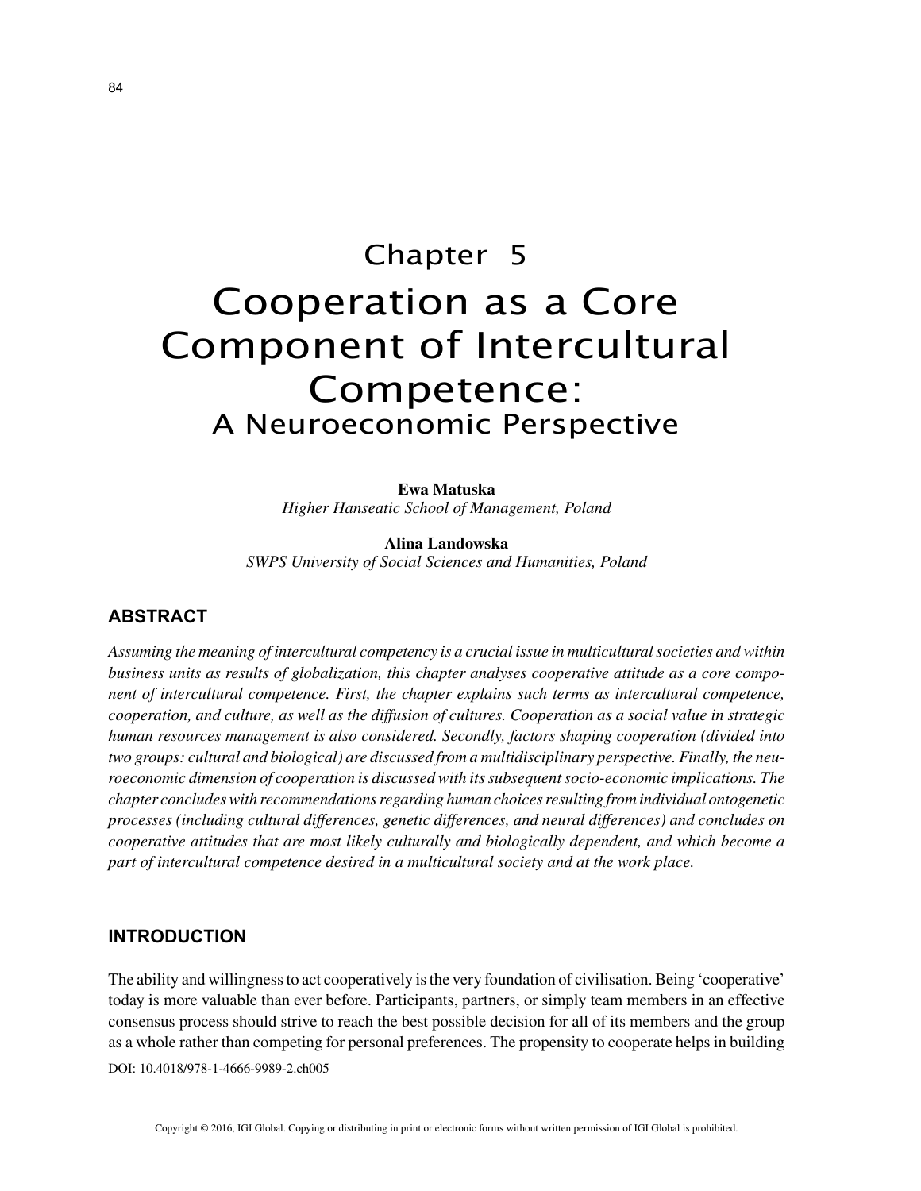# Chapter 5

# Cooperation as a Core Component of Intercultural Competence:

## A Neuroeconomic Perspective

**Ewa Matuska**
*Higher Hanseatic School of Management, Poland*

**Alina Landowska**
*SWPS University of Social Sciences and Humanities, Poland*

## ABSTRACT

*Assuming the meaning of intercultural competency is a crucial issue in multicultural societies and within business units as results of globalization, this chapter analyses cooperative attitude as a core component of intercultural competence. First, the chapter explains such terms as intercultural competence, cooperation, and culture, as well as the diffusion of cultures. Cooperation as a social value in strategic human resources management is also considered. Secondly, factors shaping cooperation (divided into two groups: cultural and biological) are discussed from a multidisciplinary perspective. Finally, the neuroeconomic dimension of cooperation is discussed with its subsequent socio-economic implications. The chapter concludes with recommendations regarding human choices resulting from individual ontogenetic processes (including cultural differences, genetic differences, and neural differences) and concludes on cooperative attitudes that are most likely culturally and biologically dependent, and which become a part of intercultural competence desired in a multicultural society and at the work place.*

## INTRODUCTION

The ability and willingness to act cooperatively is the very foundation of civilisation. Being 'cooperative' today is more valuable than ever before. Participants, partners, or simply team members in an effective consensus process should strive to reach the best possible decision for all of its members and the group as a whole rather than competing for personal preferences. The propensity to cooperate helps in building

DOI: 10.4018/978-1-4666-9989-2.ch005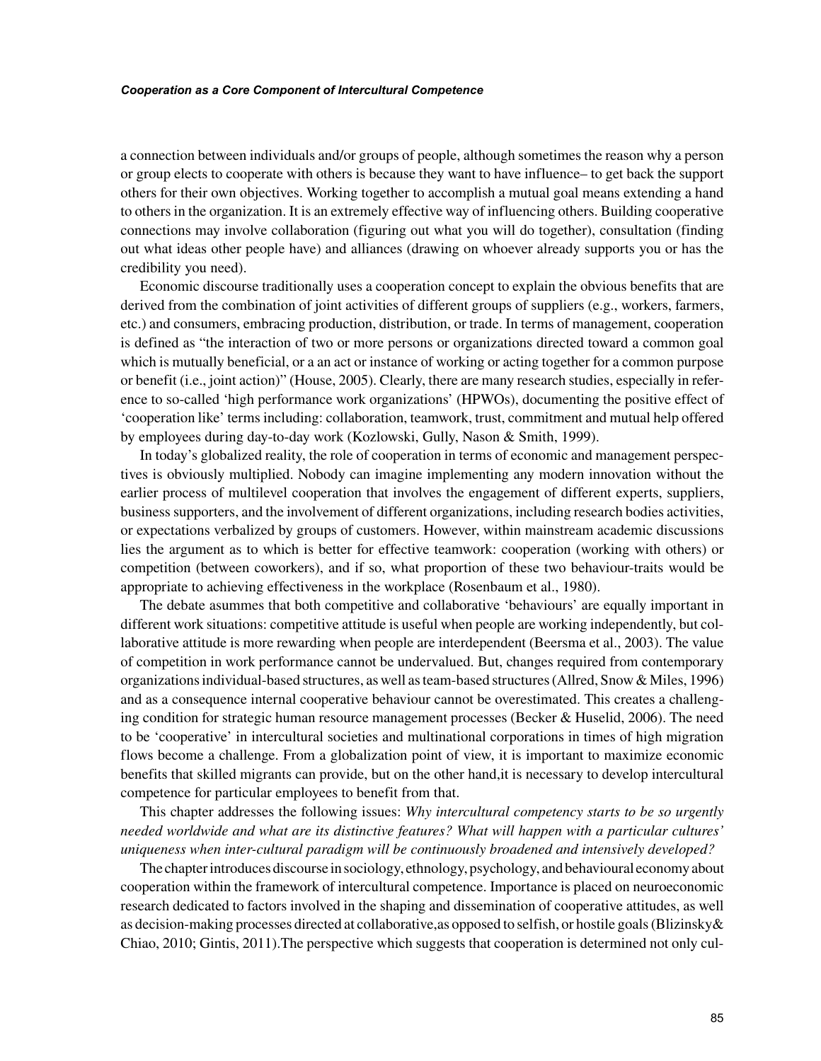a connection between individuals and/or groups of people, although sometimes the reason why a person or group elects to cooperate with others is because they want to have influence– to get back the support others for their own objectives. Working together to accomplish a mutual goal means extending a hand to others in the organization. It is an extremely effective way of influencing others. Building cooperative connections may involve collaboration (figuring out what you will do together), consultation (finding out what ideas other people have) and alliances (drawing on whoever already supports you or has the credibility you need).

Economic discourse traditionally uses a cooperation concept to explain the obvious benefits that are derived from the combination of joint activities of different groups of suppliers (e.g., workers, farmers, etc.) and consumers, embracing production, distribution, or trade. In terms of management, cooperation is defined as "the interaction of two or more persons or organizations directed toward a common goal which is mutually beneficial, or a an act or instance of working or acting together for a common purpose or benefit (i.e., joint action)" (House, 2005). Clearly, there are many research studies, especially in reference to so-called 'high performance work organizations' (HPWOs), documenting the positive effect of 'cooperation like' terms including: collaboration, teamwork, trust, commitment and mutual help offered by employees during day-to-day work (Kozlowski, Gully, Nason & Smith, 1999).

In today's globalized reality, the role of cooperation in terms of economic and management perspectives is obviously multiplied. Nobody can imagine implementing any modern innovation without the earlier process of multilevel cooperation that involves the engagement of different experts, suppliers, business supporters, and the involvement of different organizations, including research bodies activities, or expectations verbalized by groups of customers. However, within mainstream academic discussions lies the argument as to which is better for effective teamwork: cooperation (working with others) or competition (between coworkers), and if so, what proportion of these two behaviour-traits would be appropriate to achieving effectiveness in the workplace (Rosenbaum et al., 1980).

The debate asummes that both competitive and collaborative 'behaviours' are equally important in different work situations: competitive attitude is useful when people are working independently, but collaborative attitude is more rewarding when people are interdependent (Beersma et al., 2003). The value of competition in work performance cannot be undervalued. But, changes required from contemporary organizations individual-based structures, as well as team-based structures (Allred, Snow & Miles, 1996) and as a consequence internal cooperative behaviour cannot be overestimated. This creates a challenging condition for strategic human resource management processes (Becker & Huselid, 2006). The need to be 'cooperative' in intercultural societies and multinational corporations in times of high migration flows become a challenge. From a globalization point of view, it is important to maximize economic benefits that skilled migrants can provide, but on the other hand,it is necessary to develop intercultural competence for particular employees to benefit from that.

This chapter addresses the following issues: *Why intercultural competency starts to be so urgently needed worldwide and what are its distinctive features? What will happen with a particular cultures' uniqueness when inter-cultural paradigm will be continuously broadened and intensively developed?*

The chapter introduces discourse in sociology, ethnology, psychology, and behavioural economy about cooperation within the framework of intercultural competence. Importance is placed on neuroeconomic research dedicated to factors involved in the shaping and dissemination of cooperative attitudes, as well as decision-making processes directed at collaborative,as opposed to selfish, or hostile goals (Blizinsky& Chiao, 2010; Gintis, 2011).The perspective which suggests that cooperation is determined not only cul-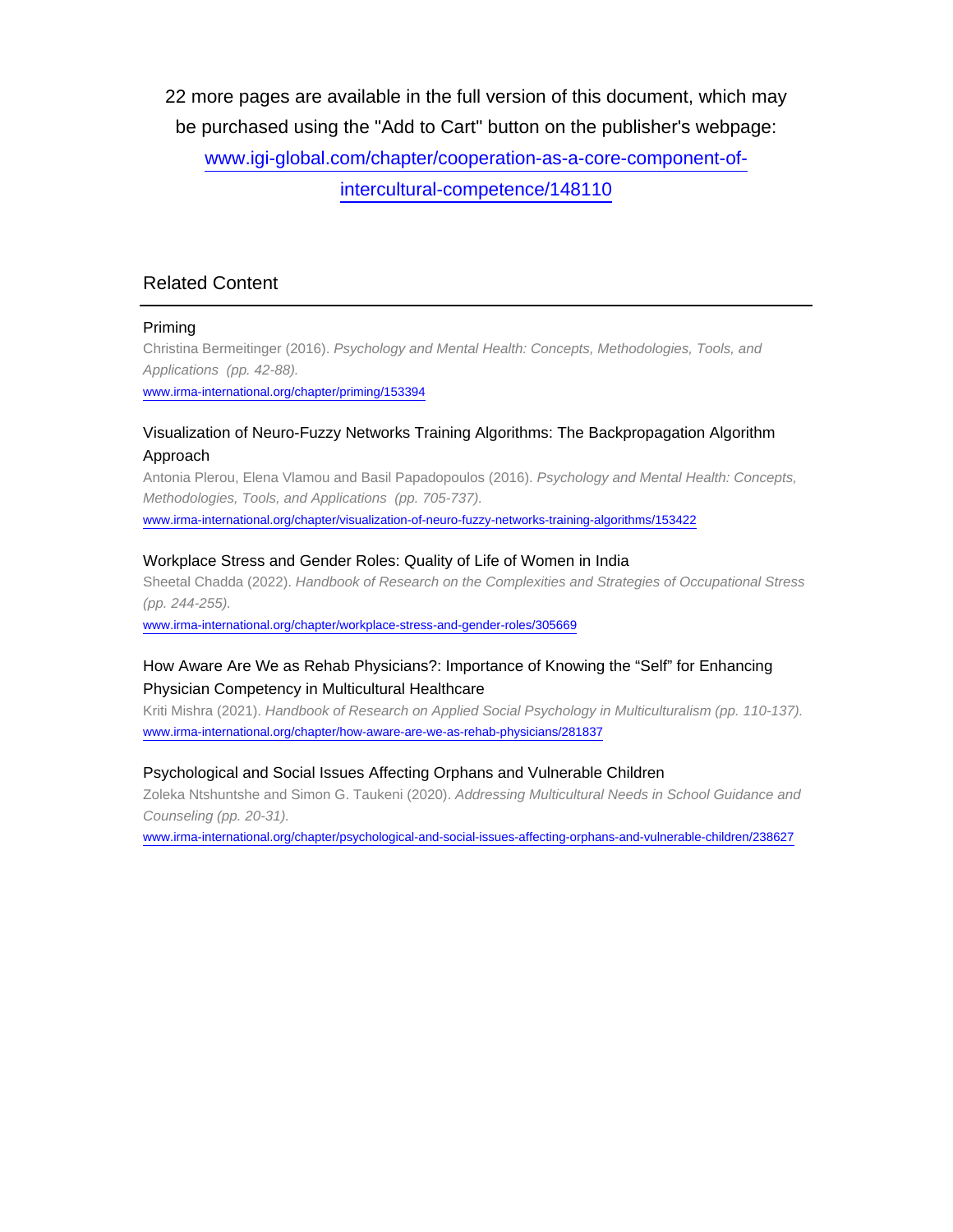22 more pages are available in the full version of this document, which may be purchased using the "Add to Cart" button on the publisher's webpage: [www.igi-global.com/chapter/cooperation-as-a-core-component-of-intercultural-competence/148110](www.igi-global.com/chapter/cooperation-as-a-core-component-of-intercultural-competence/148110)

## Related Content

### Priming

Christina Bermeitinger (2016). *Psychology and Mental Health: Concepts, Methodologies, Tools, and Applications (pp. 42-88).*

[www.irma-international.org/chapter/priming/153394](www.irma-international.org/chapter/priming/153394)

### Visualization of Neuro-Fuzzy Networks Training Algorithms: The Backpropagation Algorithm Approach

Antonia Plerou, Elena Vlamou and Basil Papadopoulos (2016). *Psychology and Mental Health: Concepts, Methodologies, Tools, and Applications (pp. 705-737).*

[www.irma-international.org/chapter/visualization-of-neuro-fuzzy-networks-training-algorithms/153422](www.irma-international.org/chapter/visualization-of-neuro-fuzzy-networks-training-algorithms/153422)

### Workplace Stress and Gender Roles: Quality of Life of Women in India

Sheetal Chadda (2022). *Handbook of Research on the Complexities and Strategies of Occupational Stress (pp. 244-255).*

[www.irma-international.org/chapter/workplace-stress-and-gender-roles/305669](www.irma-international.org/chapter/workplace-stress-and-gender-roles/305669)

### How Aware Are We as Rehab Physicians?: Importance of Knowing the "Self" for Enhancing Physician Competency in Multicultural Healthcare

Kriti Mishra (2021). *Handbook of Research on Applied Social Psychology in Multiculturalism (pp. 110-137).*

[www.irma-international.org/chapter/how-aware-are-we-as-rehab-physicians/281837](www.irma-international.org/chapter/how-aware-are-we-as-rehab-physicians/281837)

### Psychological and Social Issues Affecting Orphans and Vulnerable Children

Zoleka Ntshuntshe and Simon G. Taukeni (2020). *Addressing Multicultural Needs in School Guidance and Counseling (pp. 20-31).*

[www.irma-international.org/chapter/psychological-and-social-issues-affecting-orphans-and-vulnerable-children/238627](www.irma-international.org/chapter/psychological-and-social-issues-affecting-orphans-and-vulnerable-children/238627)